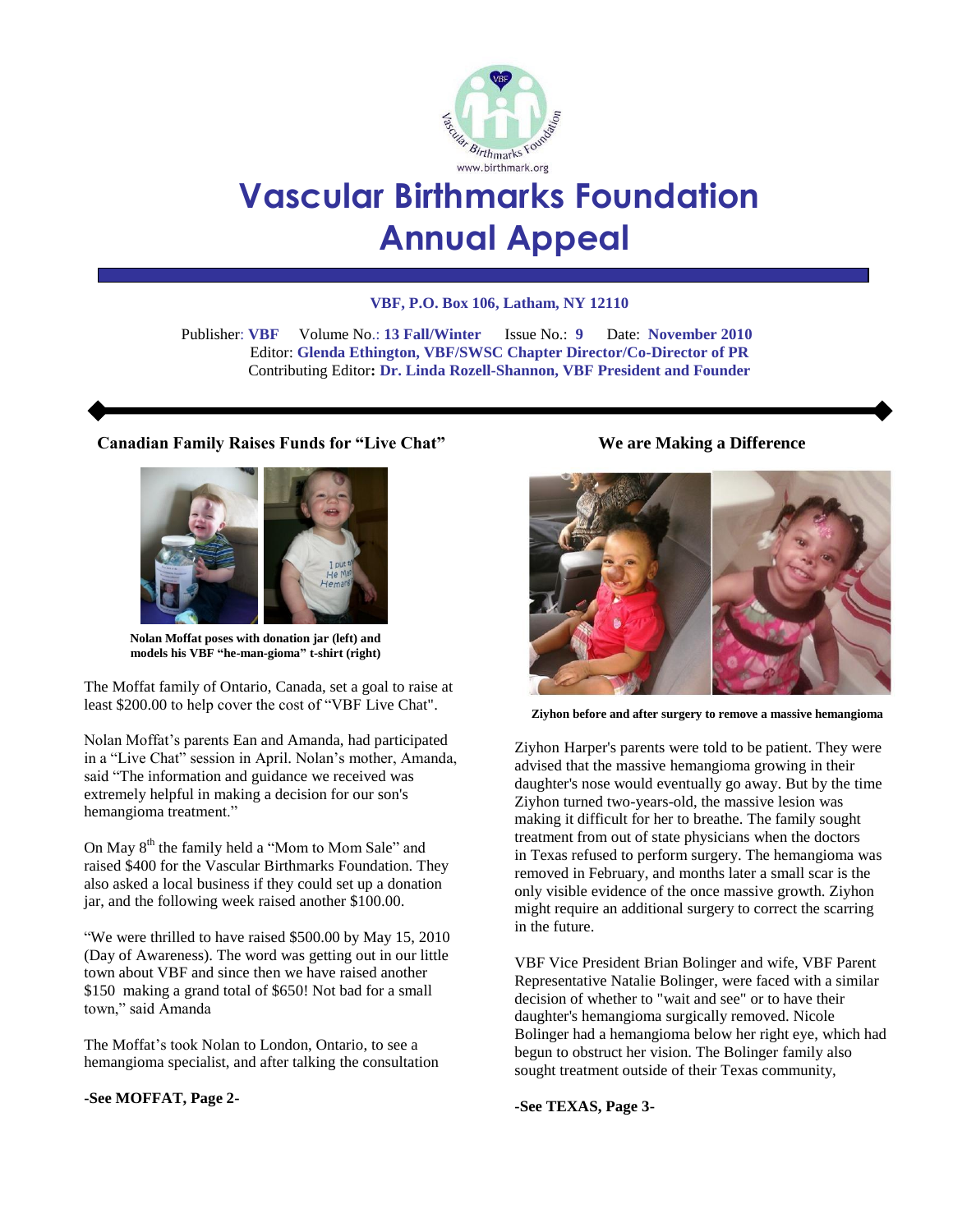# Vascular Birthmarks Foundation Annual Appeal

**VBF, P.O. Box 106, Latham, NY 12110**

Publisher: **VBF** Volume No.: **13 Fall/Winter** Issue No.: **9** Date: **November 2010**
Editor: **Glenda Ethington, VBF/SWSC Chapter Director/Co-Director of PR**
Contributing Editor**: Dr. Linda Rozell-Shannon, VBF President and Founder**

### Canadian Family Raises Funds for "Live Chat"

**Nolan Moffat poses with donation jar (left) and models his VBF "he-man-gioma" t-shirt (right)**

The Moffat family of Ontario, Canada, set a goal to raise at least $200.00 to help cover the cost of "VBF Live Chat".

Nolan Moffat's parents Ean and Amanda, had participated in a "Live Chat" session in April. Nolan's mother, Amanda, said "The information and guidance we received was extremely helpful in making a decision for our son's hemangioma treatment."

On May 8th the family held a "Mom to Mom Sale" and raised $400 for the Vascular Birthmarks Foundation. They also asked a local business if they could set up a donation jar, and the following week raised another $100.00.

"We were thrilled to have raised $500.00 by May 15, 2010 (Day of Awareness). The word was getting out in our little town about VBF and since then we have raised another $150 making a grand total of $650! Not bad for a small town," said Amanda

The Moffat's took Nolan to London, Ontario, to see a hemangioma specialist, and after talking the consultation

**-See MOFFAT, Page 2-**

### We are Making a Difference

**Ziyhon before and after surgery to remove a massive hemangioma**

Ziyhon Harper's parents were told to be patient. They were advised that the massive hemangioma growing in their daughter's nose would eventually go away. But by the time Ziyhon turned two-years-old, the massive lesion was making it difficult for her to breathe. The family sought treatment from out of state physicians when the doctors in Texas refused to perform surgery. The hemangioma was removed in February, and months later a small scar is the only visible evidence of the once massive growth. Ziyhon might require an additional surgery to correct the scarring in the future.

VBF Vice President Brian Bolinger and wife, VBF Parent Representative Natalie Bolinger, were faced with a similar decision of whether to "wait and see" or to have their daughter's hemangioma surgically removed. Nicole Bolinger had a hemangioma below her right eye, which had begun to obstruct her vision. The Bolinger family also sought treatment outside of their Texas community,

**-See TEXAS, Page 3-**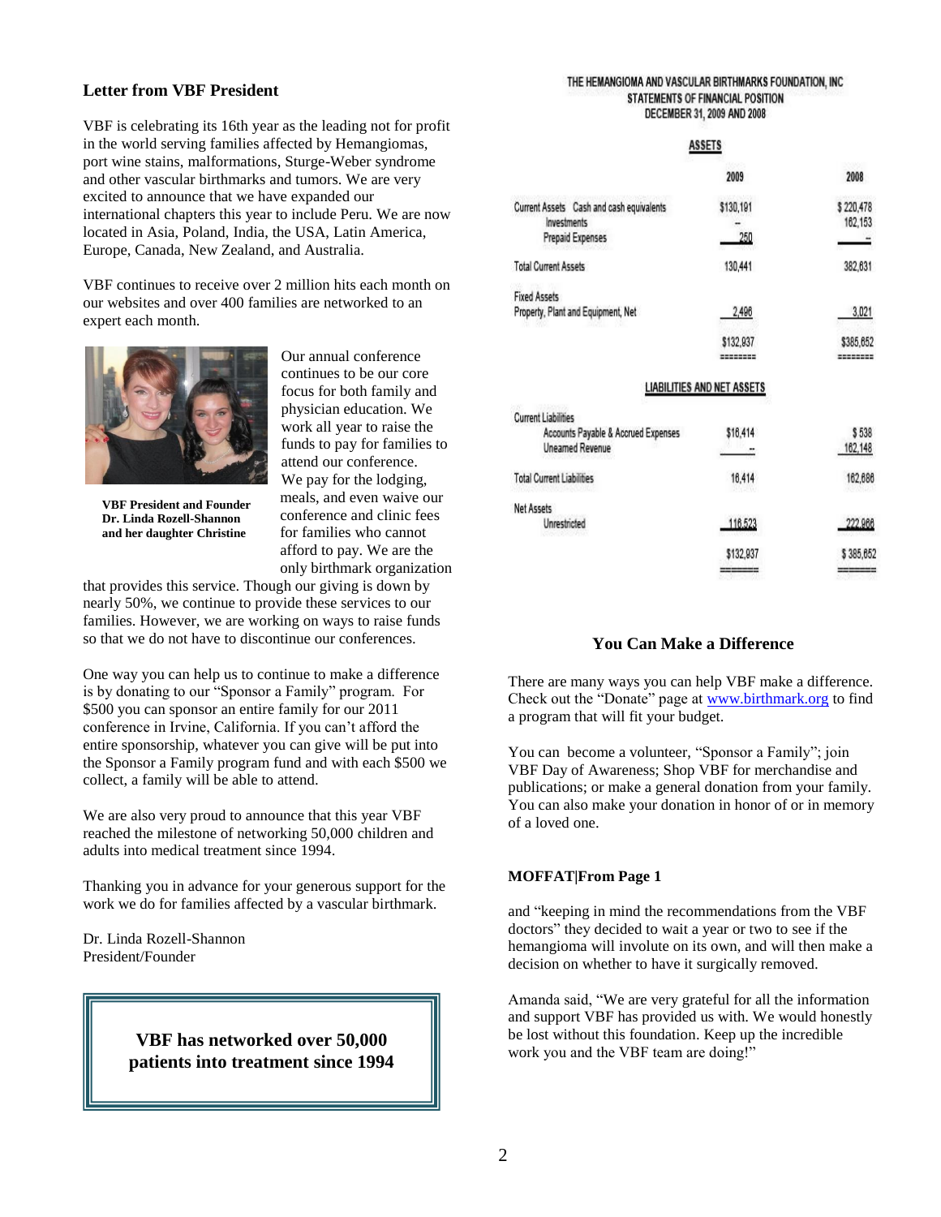### Letter from VBF President

VBF is celebrating its 16th year as the leading not for profit in the world serving families affected by Hemangiomas, port wine stains, malformations, Sturge-Weber syndrome and other vascular birthmarks and tumors. We are very excited to announce that we have expanded our international chapters this year to include Peru. We are now located in Asia, Poland, India, the USA, Latin America, Europe, Canada, New Zealand, and Australia.

VBF continues to receive over 2 million hits each month on our websites and over 400 families are networked to an expert each month.

**VBF President and Founder Dr. Linda Rozell-Shannon and her daughter Christine**

Our annual conference continues to be our core focus for both family and physician education. We work all year to raise the funds to pay for families to attend our conference. We pay for the lodging, meals, and even waive our conference and clinic fees for families who cannot afford to pay. We are the only birthmark organization that provides this service. Though our giving is down by nearly 50%, we continue to provide these services to our families. However, we are working on ways to raise funds so that we do not have to discontinue our conferences.

One way you can help us to continue to make a difference is by donating to our "Sponsor a Family" program. For $500 you can sponsor an entire family for our 2011 conference in Irvine, California. If you can't afford the entire sponsorship, whatever you can give will be put into the Sponsor a Family program fund and with each $500 we collect, a family will be able to attend.

We are also very proud to announce that this year VBF reached the milestone of networking 50,000 children and adults into medical treatment since 1994.

Thanking you in advance for your generous support for the work we do for families affected by a vascular birthmark.

Dr. Linda Rozell-Shannon
President/Founder

**VBF has networked over 50,000 patients into treatment since 1994**

THE HEMANGIOMA AND VASCULAR BIRTHMARKS FOUNDATION, INC
STATEMENTS OF FINANCIAL POSITION
DECEMBER 31, 2009 AND 2008

**ASSETS**

| | 2009 | 2008 |
|---|---|---|
| Current Assets Cash and cash equivalents | $130,191 | $ 220,478 |
| Investments | - | 162,153 |
| Prepaid Expenses | 250 | - |
| Total Current Assets | 130,441 | 382,631 |
| Fixed Assets | | |
| Property, Plant and Equipment, Net | 2,496 | 3,021 |
| | $132,937 | $385,652 |

**LIABILITIES AND NET ASSETS**

| | 2009 | 2008 |
|---|---|---|
| Current Liabilities | | |
| Accounts Payable & Accrued Expenses | $16,414 | $ 538 |
| Unearned Revenue | -- | 162,148 |
| Total Current Liabilities | 16,414 | 162,686 |
| Net Assets | | |
| Unrestricted | 116,523 | 222,966 |
| | $132,937 | $ 385,652 |

### You Can Make a Difference

There are many ways you can help VBF make a difference. Check out the "Donate" page at www.birthmark.org to find a program that will fit your budget.

You can become a volunteer, "Sponsor a Family"; join VBF Day of Awareness; Shop VBF for merchandise and publications; or make a general donation from your family. You can also make your donation in honor of or in memory of a loved one.

**MOFFAT|From Page 1**

and "keeping in mind the recommendations from the VBF doctors" they decided to wait a year or two to see if the hemangioma will involute on its own, and will then make a decision on whether to have it surgically removed.

Amanda said, "We are very grateful for all the information and support VBF has provided us with. We would honestly be lost without this foundation. Keep up the incredible work you and the VBF team are doing!"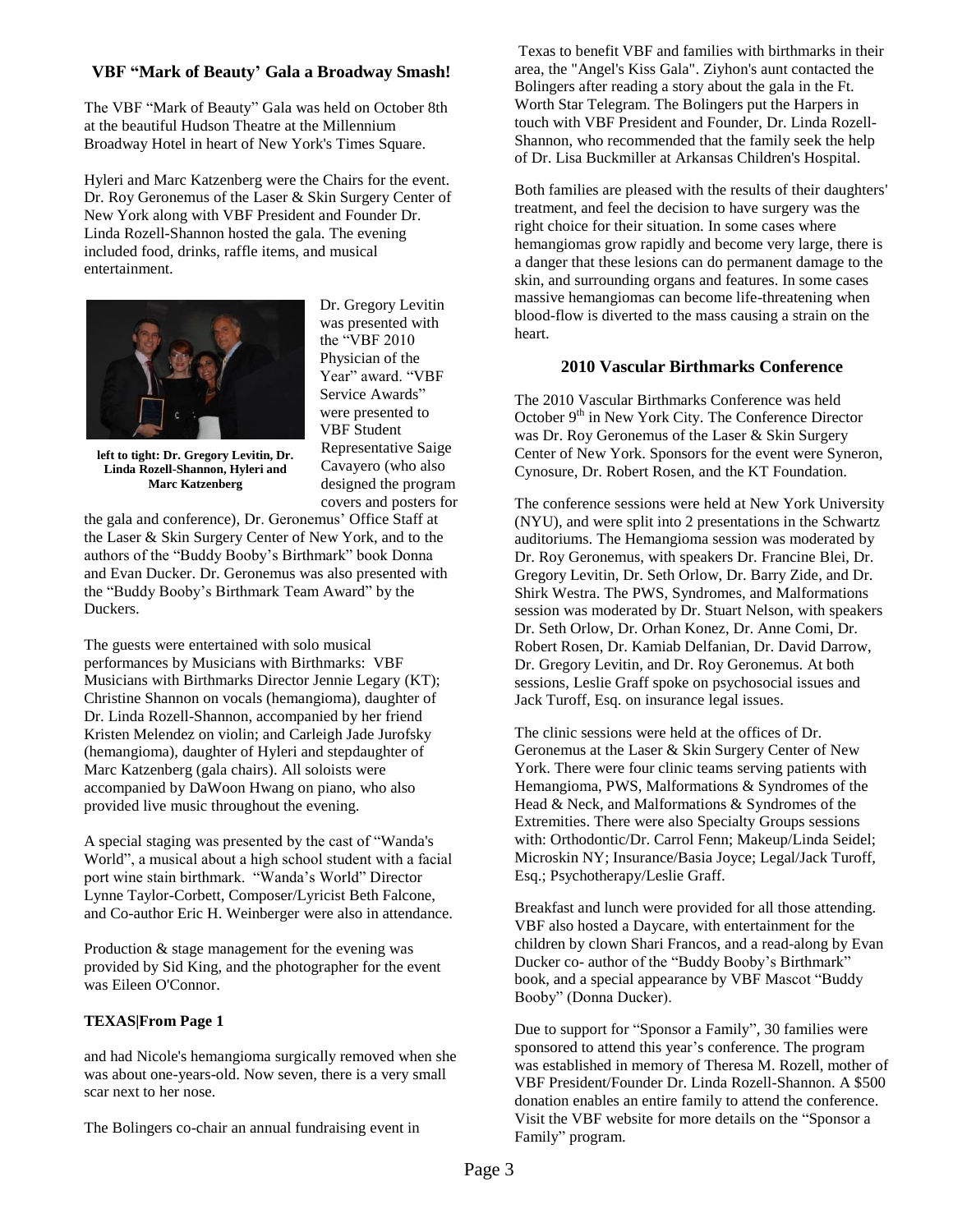## VBF "Mark of Beauty' Gala a Broadway Smash!

The VBF "Mark of Beauty" Gala was held on October 8th at the beautiful Hudson Theatre at the Millennium Broadway Hotel in heart of New York's Times Square.

Hyleri and Marc Katzenberg were the Chairs for the event. Dr. Roy Geronemus of the Laser & Skin Surgery Center of New York along with VBF President and Founder Dr. Linda Rozell-Shannon hosted the gala. The evening included food, drinks, raffle items, and musical entertainment.

**left to tight: Dr. Gregory Levitin, Dr. Linda Rozell-Shannon, Hyleri and Marc Katzenberg**

Dr. Gregory Levitin was presented with the "VBF 2010 Physician of the Year" award. "VBF Service Awards" were presented to VBF Student Representative Saige Cavayero (who also designed the program covers and posters for the gala and conference), Dr. Geronemus' Office Staff at the Laser & Skin Surgery Center of New York, and to the authors of the "Buddy Booby's Birthmark" book Donna and Evan Ducker. Dr. Geronemus was also presented with the "Buddy Booby's Birthmark Team Award" by the Duckers.

The guests were entertained with solo musical performances by Musicians with Birthmarks: VBF Musicians with Birthmarks Director Jennie Legary (KT); Christine Shannon on vocals (hemangioma), daughter of Dr. Linda Rozell-Shannon, accompanied by her friend Kristen Melendez on violin; and Carleigh Jade Jurofsky (hemangioma), daughter of Hyleri and stepdaughter of Marc Katzenberg (gala chairs). All soloists were accompanied by DaWoon Hwang on piano, who also provided live music throughout the evening.

A special staging was presented by the cast of "Wanda's World", a musical about a high school student with a facial port wine stain birthmark. "Wanda's World" Director Lynne Taylor-Corbett, Composer/Lyricist Beth Falcone, and Co-author Eric H. Weinberger were also in attendance.

Production & stage management for the evening was provided by Sid King, and the photographer for the event was Eileen O'Connor.

**TEXAS|From Page 1**

and had Nicole's hemangioma surgically removed when she was about one-years-old. Now seven, there is a very small scar next to her nose.

The Bolingers co-chair an annual fundraising event in Texas to benefit VBF and families with birthmarks in their area, the "Angel's Kiss Gala". Ziyhon's aunt contacted the Bolingers after reading a story about the gala in the Ft. Worth Star Telegram. The Bolingers put the Harpers in touch with VBF President and Founder, Dr. Linda Rozell-Shannon, who recommended that the family seek the help of Dr. Lisa Buckmiller at Arkansas Children's Hospital.

Both families are pleased with the results of their daughters' treatment, and feel the decision to have surgery was the right choice for their situation. In some cases where hemangiomas grow rapidly and become very large, there is a danger that these lesions can do permanent damage to the skin, and surrounding organs and features. In some cases massive hemangiomas can become life-threatening when blood-flow is diverted to the mass causing a strain on the heart.

## 2010 Vascular Birthmarks Conference

The 2010 Vascular Birthmarks Conference was held October 9th in New York City. The Conference Director was Dr. Roy Geronemus of the Laser & Skin Surgery Center of New York. Sponsors for the event were Syneron, Cynosure, Dr. Robert Rosen, and the KT Foundation.

The conference sessions were held at New York University (NYU), and were split into 2 presentations in the Schwartz auditoriums. The Hemangioma session was moderated by Dr. Roy Geronemus, with speakers Dr. Francine Blei, Dr. Gregory Levitin, Dr. Seth Orlow, Dr. Barry Zide, and Dr. Shirk Westra. The PWS, Syndromes, and Malformations session was moderated by Dr. Stuart Nelson, with speakers Dr. Seth Orlow, Dr. Orhan Konez, Dr. Anne Comi, Dr. Robert Rosen, Dr. Kamiab Delfanian, Dr. David Darrow, Dr. Gregory Levitin, and Dr. Roy Geronemus. At both sessions, Leslie Graff spoke on psychosocial issues and Jack Turoff, Esq. on insurance legal issues.

The clinic sessions were held at the offices of Dr. Geronemus at the Laser & Skin Surgery Center of New York. There were four clinic teams serving patients with Hemangioma, PWS, Malformations & Syndromes of the Head & Neck, and Malformations & Syndromes of the Extremities. There were also Specialty Groups sessions with: Orthodontic/Dr. Carrol Fenn; Makeup/Linda Seidel; Microskin NY; Insurance/Basia Joyce; Legal/Jack Turoff, Esq.; Psychotherapy/Leslie Graff.

Breakfast and lunch were provided for all those attending. VBF also hosted a Daycare, with entertainment for the children by clown Shari Francos, and a read-along by Evan Ducker co- author of the "Buddy Booby's Birthmark" book, and a special appearance by VBF Mascot "Buddy Booby" (Donna Ducker).

Due to support for "Sponsor a Family", 30 families were sponsored to attend this year's conference. The program was established in memory of Theresa M. Rozell, mother of VBF President/Founder Dr. Linda Rozell-Shannon. A $500 donation enables an entire family to attend the conference. Visit the VBF website for more details on the "Sponsor a Family" program.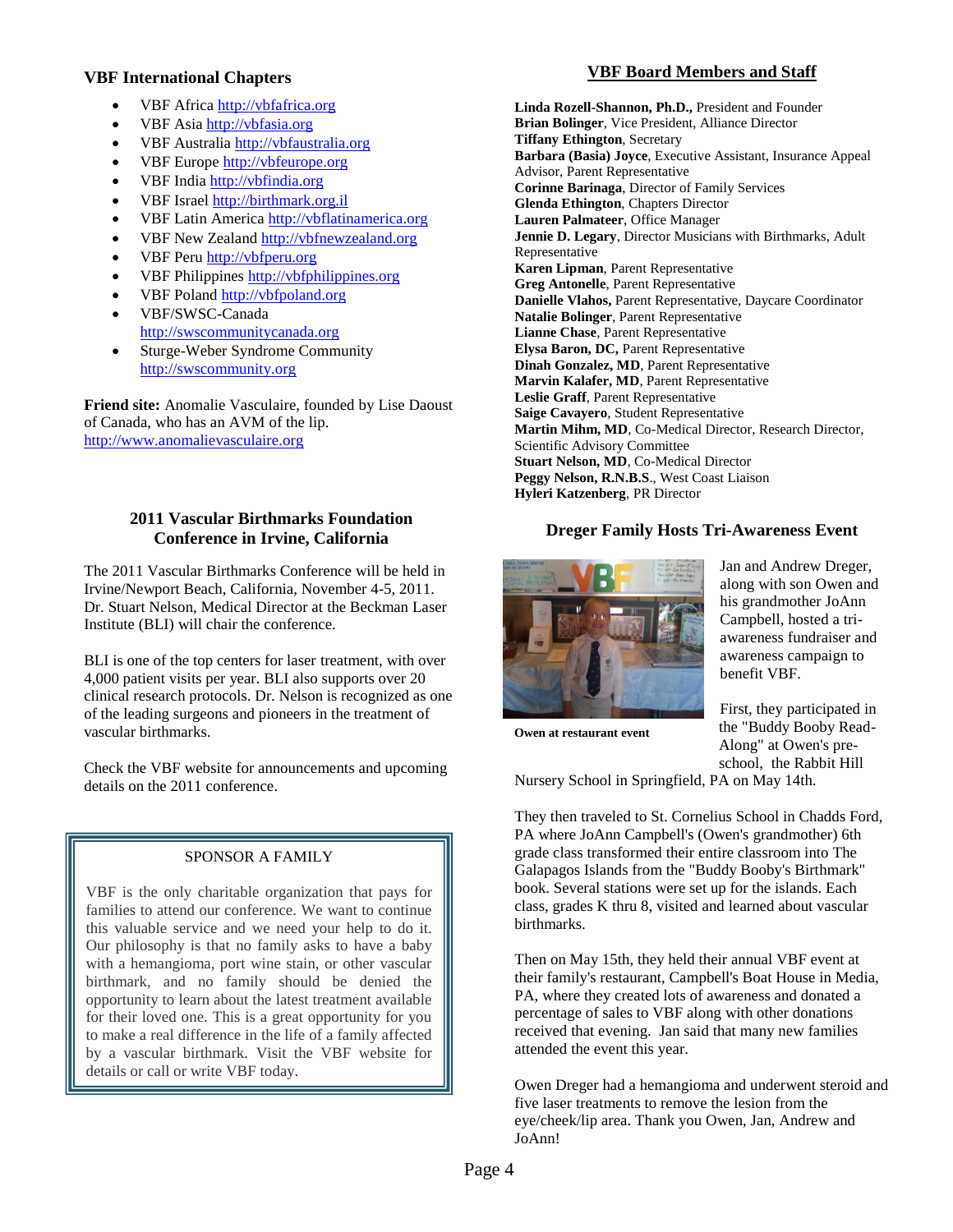### VBF International Chapters

- VBF Africa http://vbfafrica.org
- VBF Asia http://vbfasia.org
- VBF Australia http://vbfaustralia.org
- VBF Europe http://vbfeurope.org
- VBF India http://vbfindia.org
- VBF Israel http://birthmark.org.il
- VBF Latin America http://vbflatinamerica.org
- VBF New Zealand http://vbfnewzealand.org
- VBF Peru http://vbfperu.org
- VBF Philippines http://vbfphilippines.org
- VBF Poland http://vbfpoland.org
- VBF/SWSC-Canada http://swscommunitycanada.org
- Sturge-Weber Syndrome Community http://swscommunity.org

**Friend site:** Anomalie Vasculaire, founded by Lise Daoust of Canada, who has an AVM of the lip. http://www.anomalievasculaire.org

### 2011 Vascular Birthmarks Foundation Conference in Irvine, California

The 2011 Vascular Birthmarks Conference will be held in Irvine/Newport Beach, California, November 4-5, 2011. Dr. Stuart Nelson, Medical Director at the Beckman Laser Institute (BLI) will chair the conference.

BLI is one of the top centers for laser treatment, with over 4,000 patient visits per year. BLI also supports over 20 clinical research protocols. Dr. Nelson is recognized as one of the leading surgeons and pioneers in the treatment of vascular birthmarks.

Check the VBF website for announcements and upcoming details on the 2011 conference.

> SPONSOR A FAMILY
>
> VBF is the only charitable organization that pays for families to attend our conference. We want to continue this valuable service and we need your help to do it. Our philosophy is that no family asks to have a baby with a hemangioma, port wine stain, or other vascular birthmark, and no family should be denied the opportunity to learn about the latest treatment available for their loved one. This is a great opportunity for you to make a real difference in the life of a family affected by a vascular birthmark. Visit the VBF website for details or call or write VBF today.

### VBF Board Members and Staff

**Linda Rozell-Shannon, Ph.D.,** President and Founder
**Brian Bolinger**, Vice President, Alliance Director
**Tiffany Ethington**, Secretary
**Barbara (Basia) Joyce**, Executive Assistant, Insurance Appeal Advisor, Parent Representative
**Corinne Barinaga**, Director of Family Services
**Glenda Ethington**, Chapters Director
**Lauren Palmateer**, Office Manager
**Jennie D. Legary**, Director Musicians with Birthmarks, Adult Representative
**Karen Lipman**, Parent Representative
**Greg Antonelle**, Parent Representative
**Danielle Vlahos,** Parent Representative, Daycare Coordinator
**Natalie Bolinger**, Parent Representative
**Lianne Chase**, Parent Representative
**Elysa Baron, DC,** Parent Representative
**Dinah Gonzalez, MD**, Parent Representative
**Marvin Kalafer, MD**, Parent Representative
**Leslie Graff**, Parent Representative
**Saige Cavayero**, Student Representative
**Martin Mihm, MD**, Co-Medical Director, Research Director, Scientific Advisory Committee
**Stuart Nelson, MD**, Co-Medical Director
**Peggy Nelson, R.N.B.S**., West Coast Liaison
**Hyleri Katzenberg**, PR Director

### Dreger Family Hosts Tri-Awareness Event

**Owen at restaurant event**

Jan and Andrew Dreger, along with son Owen and his grandmother JoAnn Campbell, hosted a tri-awareness fundraiser and awareness campaign to benefit VBF.

First, they participated in the "Buddy Booby Read-Along" at Owen's pre-school, the Rabbit Hill Nursery School in Springfield, PA on May 14th.

They then traveled to St. Cornelius School in Chadds Ford, PA where JoAnn Campbell's (Owen's grandmother) 6th grade class transformed their entire classroom into The Galapagos Islands from the "Buddy Booby's Birthmark" book. Several stations were set up for the islands. Each class, grades K thru 8, visited and learned about vascular birthmarks.

Then on May 15th, they held their annual VBF event at their family's restaurant, Campbell's Boat House in Media, PA, where they created lots of awareness and donated a percentage of sales to VBF along with other donations received that evening. Jan said that many new families attended the event this year.

Owen Dreger had a hemangioma and underwent steroid and five laser treatments to remove the lesion from the eye/cheek/lip area. Thank you Owen, Jan, Andrew and JoAnn!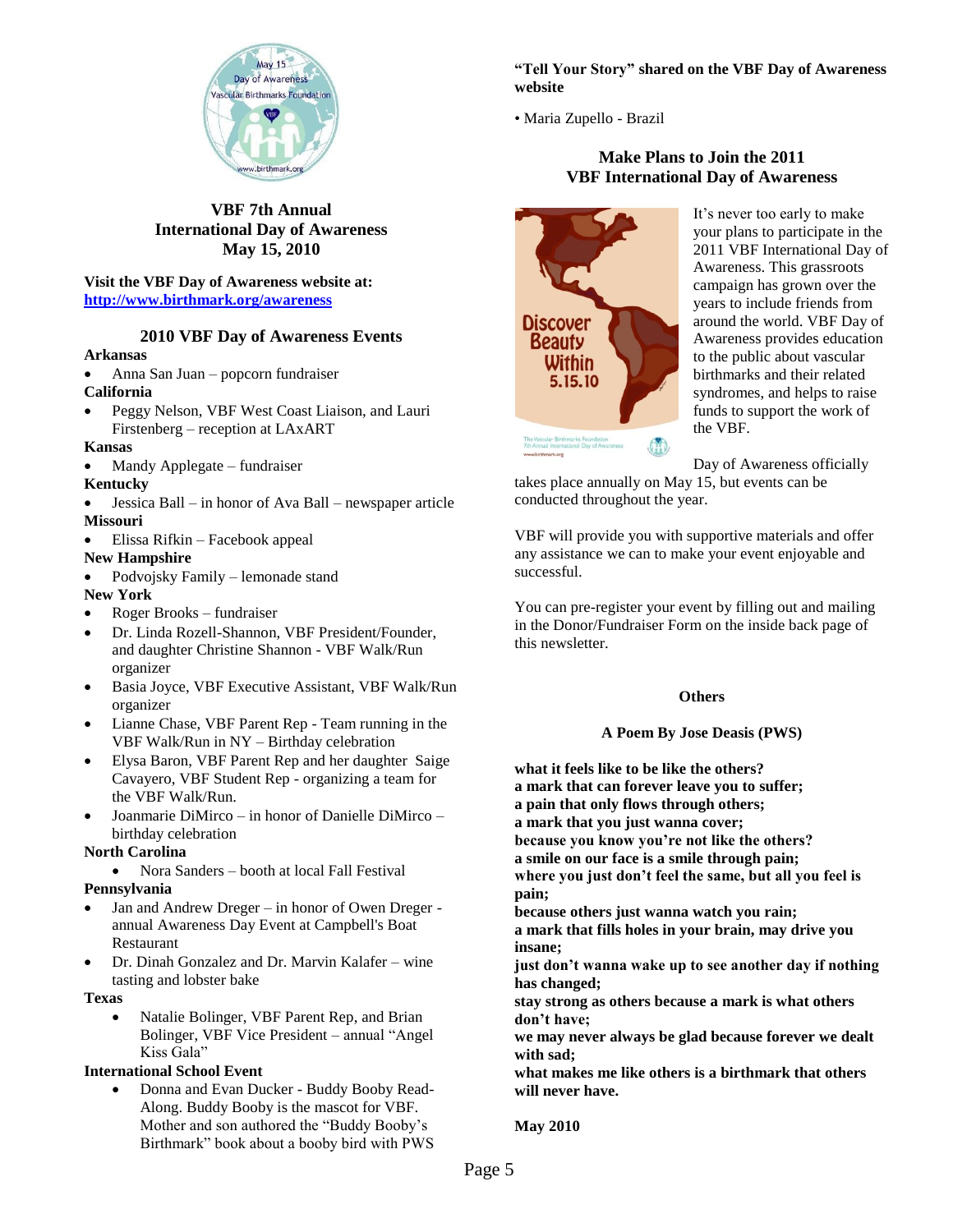## VBF 7th Annual International Day of Awareness May 15, 2010

**Visit the VBF Day of Awareness website at:** **http://www.birthmark.org/awareness**

### 2010 VBF Day of Awareness Events

**Arkansas**
- Anna San Juan – popcorn fundraiser

**California**
- Peggy Nelson, VBF West Coast Liaison, and Lauri Firstenberg – reception at LAxART

**Kansas**
- Mandy Applegate – fundraiser

**Kentucky**
- Jessica Ball – in honor of Ava Ball – newspaper article

**Missouri**
- Elissa Rifkin – Facebook appeal

**New Hampshire**
- Podvojsky Family – lemonade stand

**New York**
- Roger Brooks – fundraiser
- Dr. Linda Rozell-Shannon, VBF President/Founder, and daughter Christine Shannon - VBF Walk/Run organizer
- Basia Joyce, VBF Executive Assistant, VBF Walk/Run organizer
- Lianne Chase, VBF Parent Rep - Team running in the VBF Walk/Run in NY – Birthday celebration
- Elysa Baron, VBF Parent Rep and her daughter Saige Cavayero, VBF Student Rep - organizing a team for the VBF Walk/Run.
- Joanmarie DiMirco – in honor of Danielle DiMirco – birthday celebration

**North Carolina**
- Nora Sanders – booth at local Fall Festival

**Pennsylvania**
- Jan and Andrew Dreger – in honor of Owen Dreger - annual Awareness Day Event at Campbell's Boat Restaurant
- Dr. Dinah Gonzalez and Dr. Marvin Kalafer – wine tasting and lobster bake

**Texas**
- Natalie Bolinger, VBF Parent Rep, and Brian Bolinger, VBF Vice President – annual "Angel Kiss Gala"

**International School Event**
- Donna and Evan Ducker - Buddy Booby Read-Along. Buddy Booby is the mascot for VBF. Mother and son authored the "Buddy Booby's Birthmark" book about a booby bird with PWS

**"Tell Your Story" shared on the VBF Day of Awareness website**

- Maria Zupello - Brazil

### Make Plans to Join the 2011 VBF International Day of Awareness

It's never too early to make your plans to participate in the 2011 VBF International Day of Awareness. This grassroots campaign has grown over the years to include friends from around the world. VBF Day of Awareness provides education to the public about vascular birthmarks and their related syndromes, and helps to raise funds to support the work of the VBF.

Day of Awareness officially takes place annually on May 15, but events can be conducted throughout the year.

VBF will provide you with supportive materials and offer any assistance we can to make your event enjoyable and successful.

You can pre-register your event by filling out and mailing in the Donor/Fundraiser Form on the inside back page of this newsletter.

### Others

**A Poem By Jose Deasis (PWS)**

**what it feels like to be like the others?**
**a mark that can forever leave you to suffer;**
**a pain that only flows through others;**
**a mark that you just wanna cover;**
**because you know you're not like the others?**
**a smile on our face is a smile through pain;**
**where you just don't feel the same, but all you feel is pain;**
**because others just wanna watch you rain;**
**a mark that fills holes in your brain, may drive you insane;**
**just don't wanna wake up to see another day if nothing has changed;**
**stay strong as others because a mark is what others don't have;**
**we may never always be glad because forever we dealt with sad;**
**what makes me like others is a birthmark that others will never have.**

**May 2010**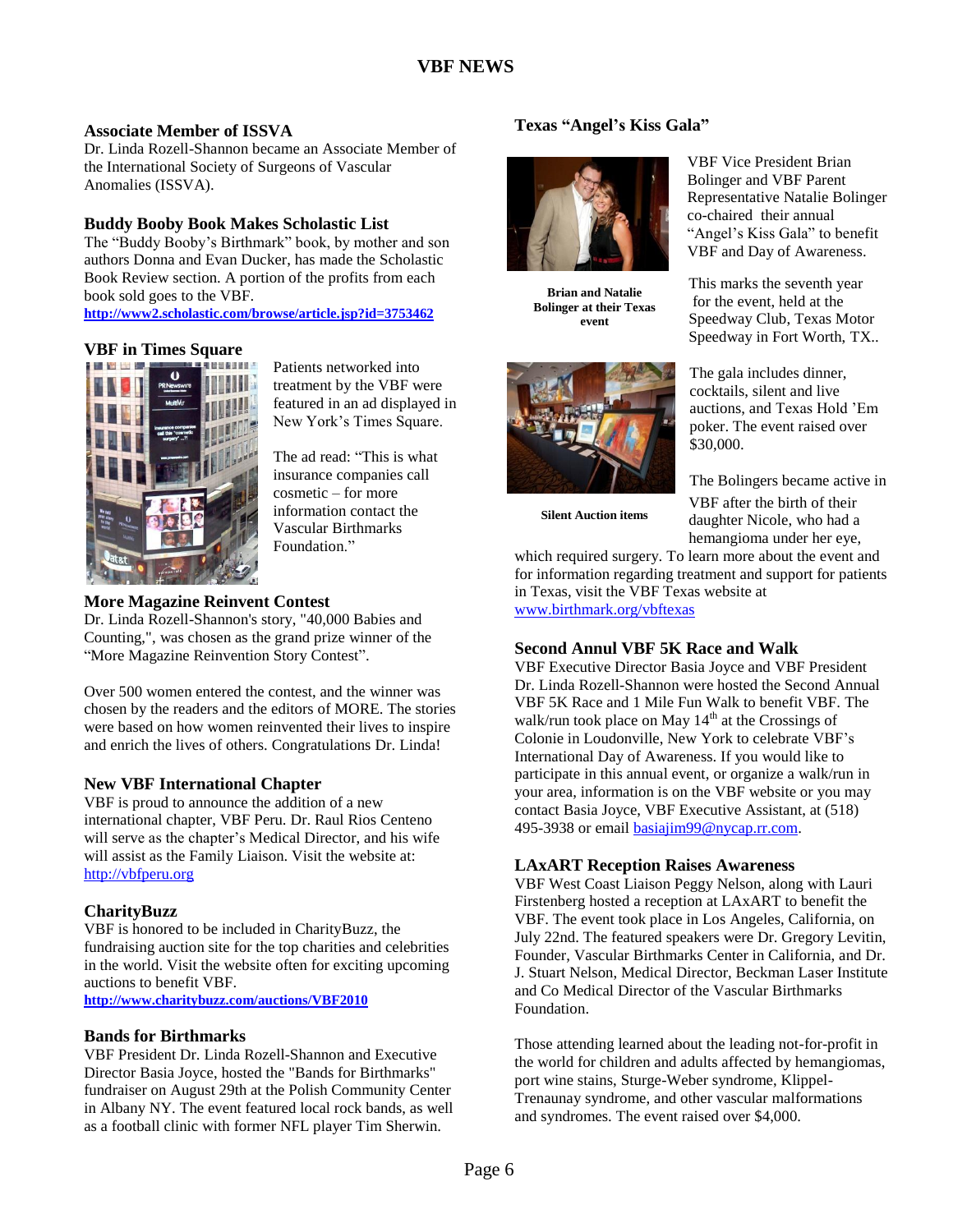# VBF NEWS

### Associate Member of ISSVA

Dr. Linda Rozell-Shannon became an Associate Member of the International Society of Surgeons of Vascular Anomalies (ISSVA).

### Buddy Booby Book Makes Scholastic List

The "Buddy Booby's Birthmark" book, by mother and son authors Donna and Evan Ducker, has made the Scholastic Book Review section. A portion of the profits from each book sold goes to the VBF.

**http://www2.scholastic.com/browse/article.jsp?id=3753462**

### VBF in Times Square

Patients networked into treatment by the VBF were featured in an ad displayed in New York's Times Square.

The ad read: "This is what insurance companies call cosmetic – for more information contact the Vascular Birthmarks Foundation."

### More Magazine Reinvent Contest

Dr. Linda Rozell-Shannon's story, "40,000 Babies and Counting,", was chosen as the grand prize winner of the "More Magazine Reinvention Story Contest".

Over 500 women entered the contest, and the winner was chosen by the readers and the editors of MORE. The stories were based on how women reinvented their lives to inspire and enrich the lives of others. Congratulations Dr. Linda!

### New VBF International Chapter

VBF is proud to announce the addition of a new international chapter, VBF Peru. Dr. Raul Rios Centeno will serve as the chapter's Medical Director, and his wife will assist as the Family Liaison. Visit the website at: http://vbfperu.org

### CharityBuzz

VBF is honored to be included in CharityBuzz, the fundraising auction site for the top charities and celebrities in the world. Visit the website often for exciting upcoming auctions to benefit VBF.

**http://www.charitybuzz.com/auctions/VBF2010**

### Bands for Birthmarks

VBF President Dr. Linda Rozell-Shannon and Executive Director Basia Joyce, hosted the "Bands for Birthmarks" fundraiser on August 29th at the Polish Community Center in Albany NY. The event featured local rock bands, as well as a football clinic with former NFL player Tim Sherwin.

### Texas "Angel's Kiss Gala"

**Brian and Natalie Bolinger at their Texas event**

VBF Vice President Brian Bolinger and VBF Parent Representative Natalie Bolinger co-chaired their annual "Angel's Kiss Gala" to benefit VBF and Day of Awareness.

This marks the seventh year for the event, held at the Speedway Club, Texas Motor Speedway in Fort Worth, TX..

**Silent Auction items**

The gala includes dinner, cocktails, silent and live auctions, and Texas Hold 'Em poker. The event raised over $30,000.

The Bolingers became active in VBF after the birth of their daughter Nicole, who had a hemangioma under her eye, which required surgery. To learn more about the event and for information regarding treatment and support for patients in Texas, visit the VBF Texas website at www.birthmark.org/vbftexas

### Second Annul VBF 5K Race and Walk

VBF Executive Director Basia Joyce and VBF President Dr. Linda Rozell-Shannon were hosted the Second Annual VBF 5K Race and 1 Mile Fun Walk to benefit VBF. The walk/run took place on May 14th at the Crossings of Colonie in Loudonville, New York to celebrate VBF's International Day of Awareness. If you would like to participate in this annual event, or organize a walk/run in your area, information is on the VBF website or you may contact Basia Joyce, VBF Executive Assistant, at (518) 495-3938 or email basiajim99@nycap.rr.com.

### LAxART Reception Raises Awareness

VBF West Coast Liaison Peggy Nelson, along with Lauri Firstenberg hosted a reception at LAxART to benefit the VBF. The event took place in Los Angeles, California, on July 22nd. The featured speakers were Dr. Gregory Levitin, Founder, Vascular Birthmarks Center in California, and Dr. J. Stuart Nelson, Medical Director, Beckman Laser Institute and Co Medical Director of the Vascular Birthmarks Foundation.

Those attending learned about the leading not-for-profit in the world for children and adults affected by hemangiomas, port wine stains, Sturge-Weber syndrome, Klippel-Trenaunay syndrome, and other vascular malformations and syndromes. The event raised over $4,000.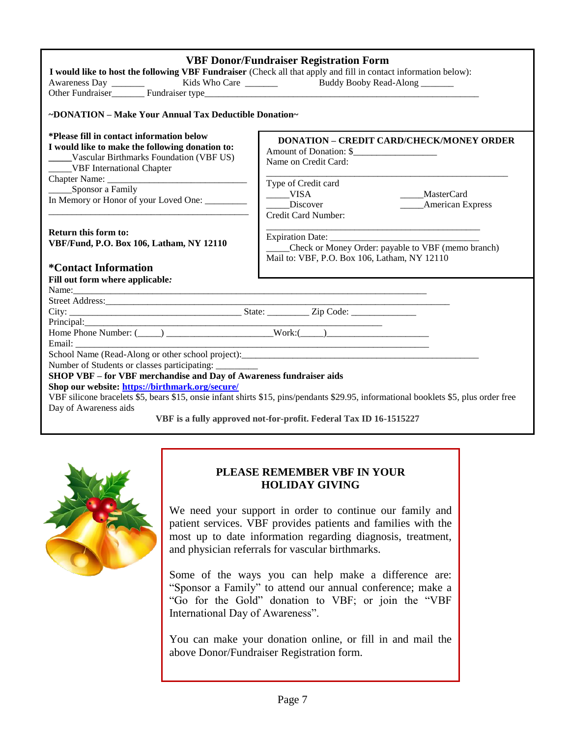## VBF Donor/Fundraiser Registration Form

**I would like to host the following VBF Fundraiser** (Check all that apply and fill in contact information below):

Awareness Day _______ Kids Who Care _______ Buddy Booby Read-Along _______

Other Fundraiser_______ Fundraiser type___________________________________________________________

**~DONATION – Make Your Annual Tax Deductible Donation~**

**\*Please fill in contact information below**
**I would like to make the following donation to:**

_____Vascular Birthmarks Foundation (VBF US)
_____VBF International Chapter
Chapter Name: ______________________________
_____Sponsor a Family
In Memory or Honor of your Loved One: _________
____________________________________________

**Return this form to:**
**VBF/Fund, P.O. Box 106, Latham, NY 12110**

**DONATION – CREDIT CARD/CHECK/MONEY ORDER**

Amount of Donation: $_________________
Name on Credit Card:
______________________________________________________

Type of Credit card
_____VISA _____MasterCard
_____Discover _____American Express
Credit Card Number:
______________________________________________

Expiration Date: ___________________________________
_____Check or Money Order: payable to VBF (memo branch)
Mail to: VBF, P.O. Box 106, Latham, NY 12110

### *Contact Information

**Fill out form where applicable:**

Name:___________________________________________________________________________
Street Address:______________________________________________________________________
City: _____________________________________ State: _________ Zip Code: ______________
Principal:_________________________________________________________________
Home Phone Number: (_____) _______________________Work:(_____)______________________
Email: _______________________________________________________________________________
School Name (Read-Along or other school project):______________________________________________________
Number of Students or classes participating: _________

**SHOP VBF – for VBF merchandise and Day of Awareness fundraiser aids**

**Shop our website: [https://birthmark.org/secure/](https://birthmark.org/secure/)**

VBF silicone bracelets $5, bears $15, onsie infant shirts $15, pins/pendants $29.95, informational booklets $5, plus order free Day of Awareness aids

**VBF is a fully approved not-for-profit. Federal Tax ID 16-1515227**

### PLEASE REMEMBER VBF IN YOUR HOLIDAY GIVING

We need your support in order to continue our family and patient services. VBF provides patients and families with the most up to date information regarding diagnosis, treatment, and physician referrals for vascular birthmarks.

Some of the ways you can help make a difference are: "Sponsor a Family" to attend our annual conference; make a "Go for the Gold" donation to VBF; or join the "VBF International Day of Awareness".

You can make your donation online, or fill in and mail the above Donor/Fundraiser Registration form.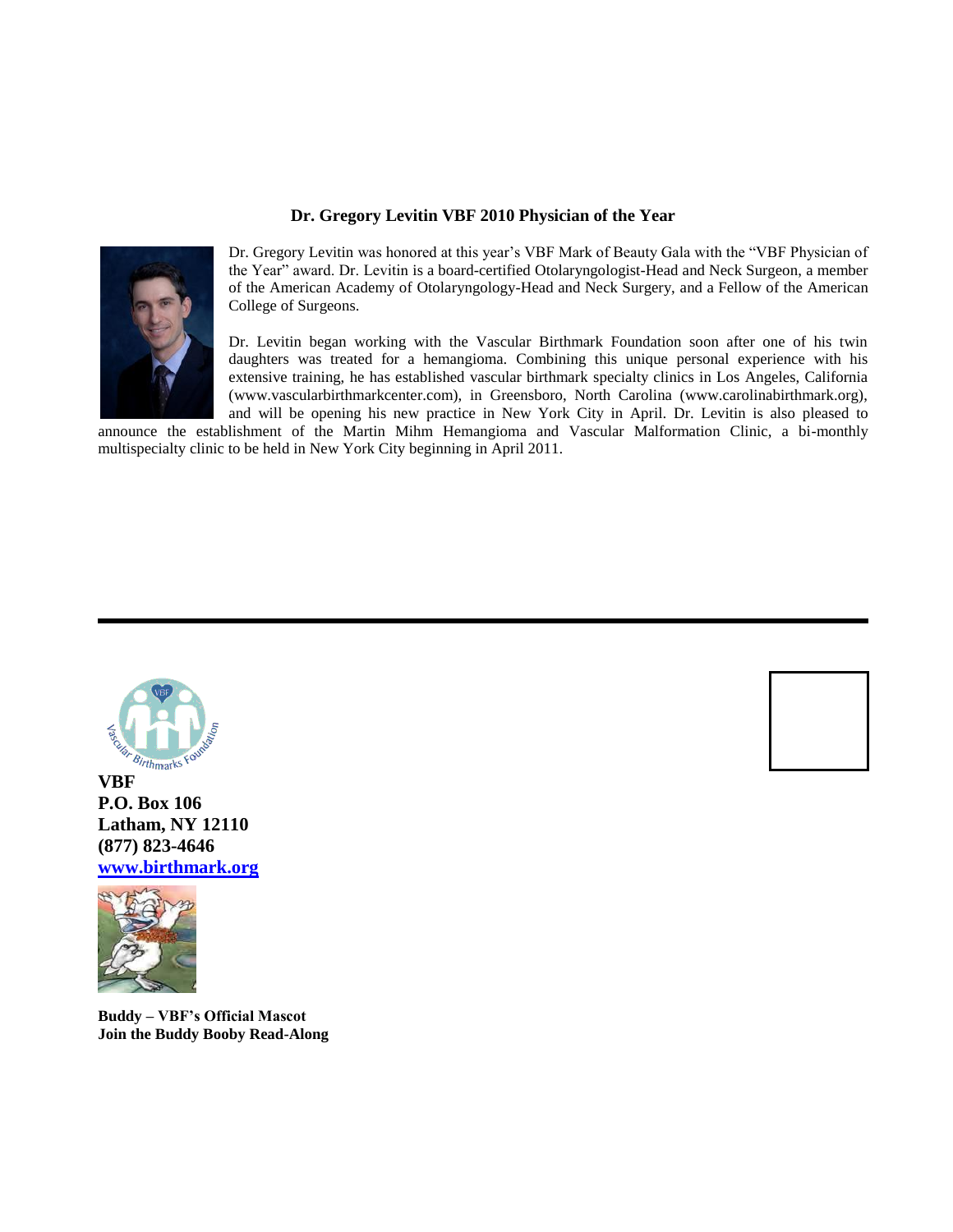**Dr. Gregory Levitin VBF 2010 Physician of the Year**

Dr. Gregory Levitin was honored at this year's VBF Mark of Beauty Gala with the "VBF Physician of the Year" award. Dr. Levitin is a board-certified Otolaryngologist-Head and Neck Surgeon, a member of the American Academy of Otolaryngology-Head and Neck Surgery, and a Fellow of the American College of Surgeons.

Dr. Levitin began working with the Vascular Birthmark Foundation soon after one of his twin daughters was treated for a hemangioma. Combining this unique personal experience with his extensive training, he has established vascular birthmark specialty clinics in Los Angeles, California (www.vascularbirthmarkcenter.com), in Greensboro, North Carolina (www.carolinabirthmark.org), and will be opening his new practice in New York City in April. Dr. Levitin is also pleased to announce the establishment of the Martin Mihm Hemangioma and Vascular Malformation Clinic, a bi-monthly multispecialty clinic to be held in New York City beginning in April 2011.

---

**VBF**
**P.O. Box 106**
**Latham, NY 12110**
**(877) 823-4646**
**[www.birthmark.org](http://www.birthmark.org)**

**Buddy – VBF's Official Mascot**
**Join the Buddy Booby Read-Along**